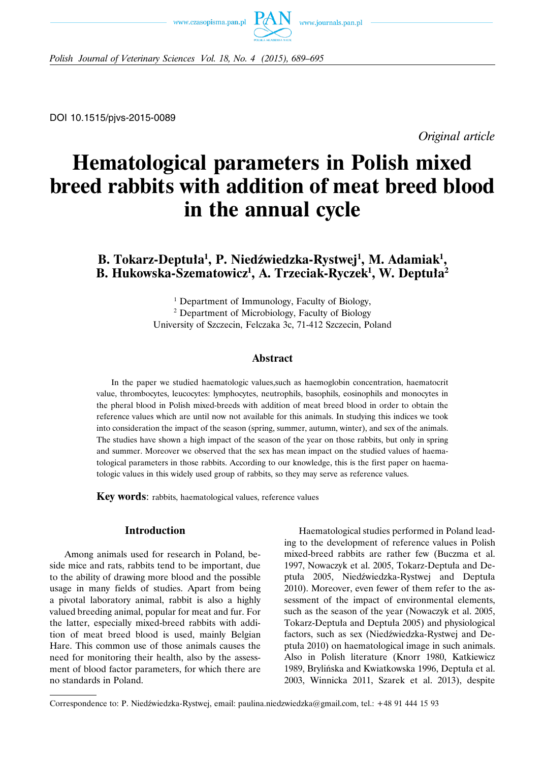DOI 10.1515/pjvs-2015-0089

*Original article*

# Hematological parameters in Polish mixed breed rabbits with addition of meat breed blood in the annual cycle

**B. Tokarz-Deptuła[1], P. Niedźwiedzka-Rystwej[1], M. Adamiak[1], B. Hukowska-Szematowicz[1], A. Trzeciak-Ryczek[1], W. Deptuła[2]**

[1] Department of Immunology, Faculty of Biology,
[2] Department of Microbiology, Faculty of Biology
University of Szczecin, Felczaka 3c, 71-412 Szczecin, Poland

## Abstract

In the paper we studied haematologic values,such as haemoglobin concentration, haematocrit value, thrombocytes, leucocytes: lymphocytes, neutrophils, basophils, eosinophils and monocytes in the pheral blood in Polish mixed-breeds with addition of meat breed blood in order to obtain the reference values which are until now not available for this animals. In studying this indices we took into consideration the impact of the season (spring, summer, autumn, winter), and sex of the animals. The studies have shown a high impact of the season of the year on those rabbits, but only in spring and summer. Moreover we observed that the sex has mean impact on the studied values of haematological parameters in those rabbits. According to our knowledge, this is the first paper on haematologic values in this widely used group of rabbits, so they may serve as reference values.

**Key words**: rabbits, haematological values, reference values

## Introduction

Among animals used for research in Poland, beside mice and rats, rabbits tend to be important, due to the ability of drawing more blood and the possible usage in many fields of studies. Apart from being a pivotal laboratory animal, rabbit is also a highly valued breeding animal, popular for meat and fur. For the latter, especially mixed-breed rabbits with addition of meat breed blood is used, mainly Belgian Hare. This common use of those animals causes the need for monitoring their health, also by the assessment of blood factor parameters, for which there are no standards in Poland.

Haematological studies performed in Poland leading to the development of reference values in Polish mixed-breed rabbits are rather few (Buczma et al. 1997, Nowaczyk et al. 2005, Tokarz-Deptuła and Deptuła 2005, Niedźwiedzka-Rystwej and Deptuła 2010). Moreover, even fewer of them refer to the assessment of the impact of environmental elements, such as the season of the year (Nowaczyk et al. 2005, Tokarz-Deptuła and Deptuła 2005) and physiological factors, such as sex (Niedźwiedzka-Rystwej and Deptuła 2010) on haematological image in such animals. Also in Polish literature (Knorr 1980, Katkiewicz 1989, Brylińska and Kwiatkowska 1996, Deptuła et al. 2003, Winnicka 2011, Szarek et al. 2013), despite

Correspondence to: P. Niedźwiedzka-Rystwej, email: paulina.niedzwiedzka@gmail.com, tel.: +48 91 444 15 93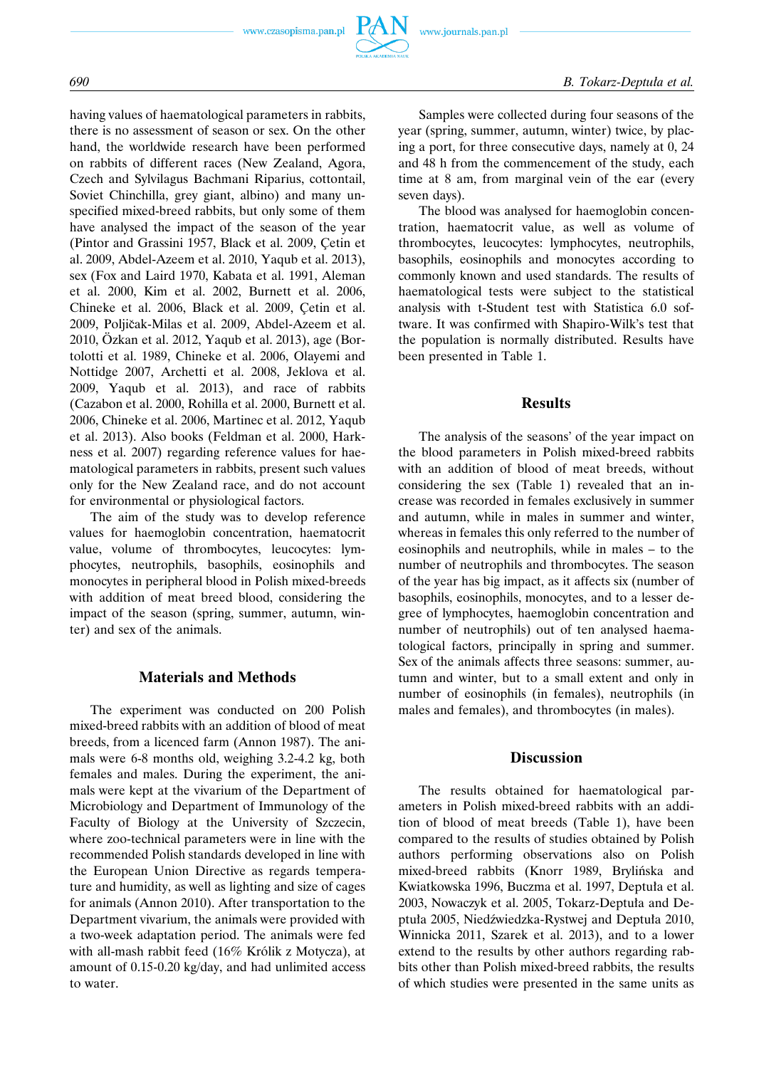having values of haematological parameters in rabbits, there is no assessment of season or sex. On the other hand, the worldwide research have been performed on rabbits of different races (New Zealand, Agora, Czech and Sylvilagus Bachmani Riparius, cottontail, Soviet Chinchilla, grey giant, albino) and many unspecified mixed-breed rabbits, but only some of them have analysed the impact of the season of the year (Pintor and Grassini 1957, Black et al. 2009, Çetin et al. 2009, Abdel-Azeem et al. 2010, Yaqub et al. 2013), sex (Fox and Laird 1970, Kabata et al. 1991, Aleman et al. 2000, Kim et al. 2002, Burnett et al. 2006, Chineke et al. 2006, Black et al. 2009, Çetin et al. 2009, Poljičak-Milas et al. 2009, Abdel-Azeem et al. 2010, Özkan et al. 2012, Yaqub et al. 2013), age (Bortolotti et al. 1989, Chineke et al. 2006, Olayemi and Nottidge 2007, Archetti et al. 2008, Jeklova et al. 2009, Yaqub et al. 2013), and race of rabbits (Cazabon et al. 2000, Rohilla et al. 2000, Burnett et al. 2006, Chineke et al. 2006, Martinec et al. 2012, Yaqub et al. 2013). Also books (Feldman et al. 2000, Harkness et al. 2007) regarding reference values for haematological parameters in rabbits, present such values only for the New Zealand race, and do not account for environmental or physiological factors.

The aim of the study was to develop reference values for haemoglobin concentration, haematocrit value, volume of thrombocytes, leucocytes: lymphocytes, neutrophils, basophils, eosinophils and monocytes in peripheral blood in Polish mixed-breeds with addition of meat breed blood, considering the impact of the season (spring, summer, autumn, winter) and sex of the animals.

## Materials and Methods

The experiment was conducted on 200 Polish mixed-breed rabbits with an addition of blood of meat breeds, from a licenced farm (Annon 1987). The animals were 6-8 months old, weighing 3.2-4.2 kg, both females and males. During the experiment, the animals were kept at the vivarium of the Department of Microbiology and Department of Immunology of the Faculty of Biology at the University of Szczecin, where zoo-technical parameters were in line with the recommended Polish standards developed in line with the European Union Directive as regards temperature and humidity, as well as lighting and size of cages for animals (Annon 2010). After transportation to the Department vivarium, the animals were provided with a two-week adaptation period. The animals were fed with all-mash rabbit feed (16% Królik z Motycza), at amount of 0.15-0.20 kg/day, and had unlimited access to water.

Samples were collected during four seasons of the year (spring, summer, autumn, winter) twice, by placing a port, for three consecutive days, namely at 0, 24 and 48 h from the commencement of the study, each time at 8 am, from marginal vein of the ear (every seven days).

The blood was analysed for haemoglobin concentration, haematocrit value, as well as volume of thrombocytes, leucocytes: lymphocytes, neutrophils, basophils, eosinophils and monocytes according to commonly known and used standards. The results of haematological tests were subject to the statistical analysis with t-Student test with Statistica 6.0 software. It was confirmed with Shapiro-Wilk's test that the population is normally distributed. Results have been presented in Table 1.

## Results

The analysis of the seasons' of the year impact on the blood parameters in Polish mixed-breed rabbits with an addition of blood of meat breeds, without considering the sex (Table 1) revealed that an increase was recorded in females exclusively in summer and autumn, while in males in summer and winter, whereas in females this only referred to the number of eosinophils and neutrophils, while in males – to the number of neutrophils and thrombocytes. The season of the year has big impact, as it affects six (number of basophils, eosinophils, monocytes, and to a lesser degree of lymphocytes, haemoglobin concentration and number of neutrophils) out of ten analysed haematological factors, principally in spring and summer. Sex of the animals affects three seasons: summer, autumn and winter, but to a small extent and only in number of eosinophils (in females), neutrophils (in males and females), and thrombocytes (in males).

## Discussion

The results obtained for haematological parameters in Polish mixed-breed rabbits with an addition of blood of meat breeds (Table 1), have been compared to the results of studies obtained by Polish authors performing observations also on Polish mixed-breed rabbits (Knorr 1989, Brylińska and Kwiatkowska 1996, Buczma et al. 1997, Deptuła et al. 2003, Nowaczyk et al. 2005, Tokarz-Deptuła and Deptuła 2005, Niedźwiedzka-Rystwej and Deptuła 2010, Winnicka 2011, Szarek et al. 2013), and to a lower extend to the results by other authors regarding rabbits other than Polish mixed-breed rabbits, the results of which studies were presented in the same units as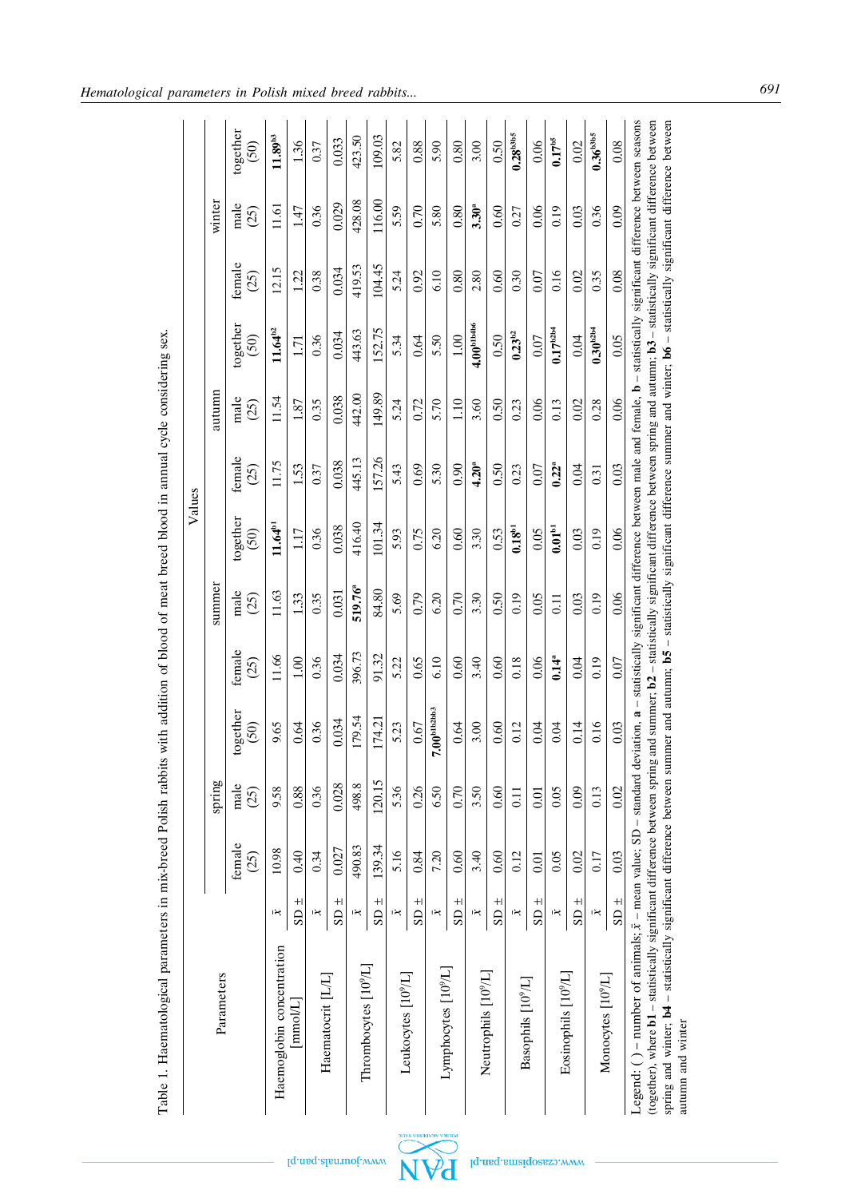Table 1. Haematological parameters in mix-breed Polish rabbits with addition of blood of meat breed blood in annual cycle considering sex.

| Parameters | | Values | | | | | | | | | | | |
|---|---|---|---|---|---|---|---|---|---|---|---|---|---|
| | | spring | | | summer | | | autumn | | | winter | | |
| | | female (25) | male (25) | together (50) | female (25) | male (25) | together (50) | female (25) | male (25) | together (50) | female (25) | male (25) | together (50) |
| Haemoglobin concentration [mmol/L] | $\bar{x}$ | 10.98 | 9.58 | 9.65 | 11.66 | 11.63 | **11.64**[b1] | 11.75 | 11.54 | **11.64**[b2] | 12.15 | 11.61 | **11.89**[b3] |
| | SD ± | 0.40 | 0.88 | 0.64 | 1.00 | 1.33 | 1.17 | 1.53 | 1.87 | 1.71 | 1.22 | 1.47 | 1.36 |
| Haematocrit [L/L] | $\bar{x}$ | 0.34 | 0.36 | 0.36 | 0.36 | 0.35 | 0.36 | 0.37 | 0.35 | 0.36 | 0.38 | 0.36 | 0.37 |
| | SD ± | 0.027 | 0.028 | 0.034 | 0.034 | 0.031 | 0.038 | 0.038 | 0.038 | 0.034 | 0.034 | 0.029 | 0.033 |
| Thrombocytes [$10^9$/L] | $\bar{x}$ | 490.83 | 498.8 | 179.54 | 396.73 | **519.76**[a] | 416.40 | 445.13 | 442.00 | 443.63 | 419.53 | 428.08 | 423.50 |
| | SD ± | 139.34 | 120.15 | 174.21 | 91.32 | 84.80 | 101.34 | 157.26 | 149.89 | 152.75 | 104.45 | 116.00 | 109.03 |
| Leukocytes [$10^9$/L] | $\bar{x}$ | 5.16 | 5.36 | 5.23 | 5.22 | 5.69 | 5.93 | 5.43 | 5.24 | 5.34 | 5.24 | 5.59 | 5.82 |
| | SD ± | 0.84 | 0.26 | 0.67 | 0.65 | 0.79 | 0.75 | 0.69 | 0.72 | 0.64 | 0.92 | 0.70 | 0.88 |
| Lymphocytes [$10^9$/L] | $\bar{x}$ | 7.20 | 6.50 | **7.00**[b1b2bb3] | 6.10 | 6.20 | 6.20 | 5.30 | 5.70 | 5.50 | 6.10 | 5.80 | 5.90 |
| | SD ± | 0.60 | 0.70 | 0.64 | 0.60 | 0.70 | 0.60 | 0.90 | 1.10 | 1.00 | 0.80 | 0.80 | 0.80 |
| Neutrophils [$10^9$/L] | $\bar{x}$ | 3.40 | 3.50 | 3.00 | 3.40 | 3.30 | 3.30 | **4.20**[a] | 3.60 | **4.00**[b1b4b6] | 2.80 | **3.30**[a] | 3.00 |
| | SD ± | 0.60 | 0.60 | 0.60 | 0.60 | 0.50 | 0.53 | 0.50 | 0.50 | 0.50 | 0.60 | 0.60 | 0.50 |
| Basophils [$10^9$/L] | $\bar{x}$ | 0.12 | 0.11 | 0.12 | 0.18 | 0.19 | **0.18**[b1] | 0.23 | 0.23 | **0.23**[b2] | 0.30 | 0.27 | **0.28**[b3b5] |
| | SD ± | 0.01 | 0.01 | 0.04 | 0.06 | 0.05 | 0.05 | 0.07 | 0.06 | 0.07 | 0.07 | 0.06 | 0.06 |
| Eosinophils [$10^9$/L] | $\bar{x}$ | 0.05 | 0.05 | 0.04 | **0.14**[a] | 0.11 | **0.01**[b1] | **0.22**[a] | 0.13 | **0.17**[b2b4] | 0.16 | 0.19 | **0.17**[b5] |
| | SD ± | 0.02 | 0.09 | 0.14 | 0.04 | 0.03 | 0.03 | 0.04 | 0.02 | 0.04 | 0.02 | 0.03 | 0.02 |
| Monocytes [$10^9$/L] | $\bar{x}$ | 0.17 | 0.13 | 0.16 | 0.19 | 0.19 | 0.19 | 0.31 | 0.28 | **0.30**[b2b4] | 0.35 | 0.36 | **0.36**[b3b5] |
| | SD ± | 0.03 | 0.02 | 0.03 | 0.07 | 0.06 | 0.06 | 0.03 | 0.06 | 0.05 | 0.08 | 0.09 | 0.08 |

Legend: ( ) – number of animals; $\bar{x}$ – mean value; SD – standard deviation, **a** – statistically significant difference between male and female, **b** – statistically significant difference between seasons (together), where **b1** – statistically significant difference between spring and summer; **b2** – statistically significant difference between spring and autumn; **b3** – statistically significant difference between spring and winter; **b4** – statistically significant difference between summer and autumn; **b5** – statistically significant difference summer and winter; **b6** – statistically significant difference between autumn and winter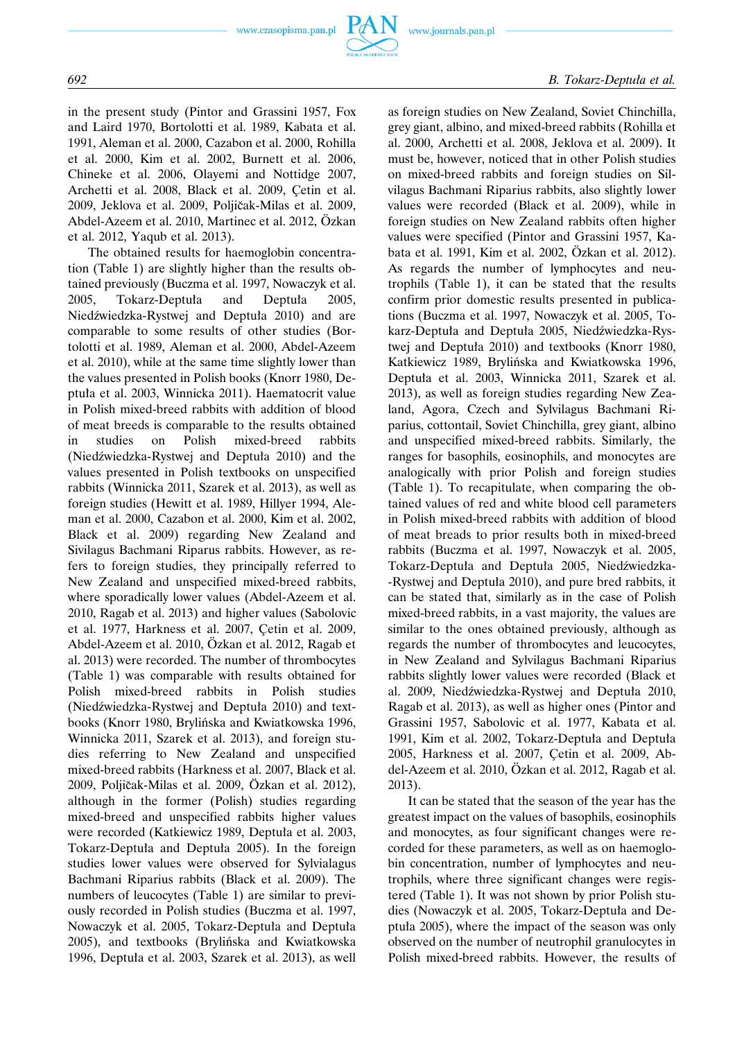in the present study (Pintor and Grassini 1957, Fox and Laird 1970, Bortolotti et al. 1989, Kabata et al. 1991, Aleman et al. 2000, Cazabon et al. 2000, Rohilla et al. 2000, Kim et al. 2002, Burnett et al. 2006, Chineke et al. 2006, Olayemi and Nottidge 2007, Archetti et al. 2008, Black et al. 2009, Çetin et al. 2009, Jeklova et al. 2009, Poljičak-Milas et al. 2009, Abdel-Azeem et al. 2010, Martinec et al. 2012, Özkan et al. 2012, Yaqub et al. 2013).

The obtained results for haemoglobin concentration (Table 1) are slightly higher than the results obtained previously (Buczma et al. 1997, Nowaczyk et al. 2005, Tokarz-Deptuła and Deptuła 2005, Niedźwiedzka-Rystwej and Deptuła 2010) and are comparable to some results of other studies (Bortolotti et al. 1989, Aleman et al. 2000, Abdel-Azeem et al. 2010), while at the same time slightly lower than the values presented in Polish books (Knorr 1980, Deptuła et al. 2003, Winnicka 2011). Haematocrit value in Polish mixed-breed rabbits with addition of blood of meat breeds is comparable to the results obtained in studies on Polish mixed-breed rabbits (Niedźwiedzka-Rystwej and Deptuła 2010) and the values presented in Polish textbooks on unspecified rabbits (Winnicka 2011, Szarek et al. 2013), as well as foreign studies (Hewitt et al. 1989, Hillyer 1994, Aleman et al. 2000, Cazabon et al. 2000, Kim et al. 2002, Black et al. 2009) regarding New Zealand and Sivilagus Bachmani Riparus rabbits. However, as refers to foreign studies, they principally referred to New Zealand and unspecified mixed-breed rabbits, where sporadically lower values (Abdel-Azeem et al. 2010, Ragab et al. 2013) and higher values (Sabolovic et al. 1977, Harkness et al. 2007, Çetin et al. 2009, Abdel-Azeem et al. 2010, Özkan et al. 2012, Ragab et al. 2013) were recorded. The number of thrombocytes (Table 1) was comparable with results obtained for Polish mixed-breed rabbits in Polish studies (Niedźwiedzka-Rystwej and Deptuła 2010) and textbooks (Knorr 1980, Brylińska and Kwiatkowska 1996, Winnicka 2011, Szarek et al. 2013), and foreign studies referring to New Zealand and unspecified mixed-breed rabbits (Harkness et al. 2007, Black et al. 2009, Poljičak-Milas et al. 2009, Özkan et al. 2012), although in the former (Polish) studies regarding mixed-breed and unspecified rabbits higher values were recorded (Katkiewicz 1989, Deptuła et al. 2003, Tokarz-Deptuła and Deptuła 2005). In the foreign studies lower values were observed for Sylvialagus Bachmani Riparius rabbits (Black et al. 2009). The numbers of leucocytes (Table 1) are similar to previously recorded in Polish studies (Buczma et al. 1997, Nowaczyk et al. 2005, Tokarz-Deptuła and Deptuła 2005), and textbooks (Brylińska and Kwiatkowska 1996, Deptuła et al. 2003, Szarek et al. 2013), as well as foreign studies on New Zealand, Soviet Chinchilla, grey giant, albino, and mixed-breed rabbits (Rohilla et al. 2000, Archetti et al. 2008, Jeklova et al. 2009). It must be, however, noticed that in other Polish studies on mixed-breed rabbits and foreign studies on Silvilagus Bachmani Riparius rabbits, also slightly lower values were recorded (Black et al. 2009), while in foreign studies on New Zealand rabbits often higher values were specified (Pintor and Grassini 1957, Kabata et al. 1991, Kim et al. 2002, Özkan et al. 2012). As regards the number of lymphocytes and neutrophils (Table 1), it can be stated that the results confirm prior domestic results presented in publications (Buczma et al. 1997, Nowaczyk et al. 2005, Tokarz-Deptuła and Deptuła 2005, Niedźwiedzka-Rystwej and Deptuła 2010) and textbooks (Knorr 1980, Katkiewicz 1989, Brylińska and Kwiatkowska 1996, Deptuła et al. 2003, Winnicka 2011, Szarek et al. 2013), as well as foreign studies regarding New Zealand, Agora, Czech and Sylvilagus Bachmani Riparius, cottontail, Soviet Chinchilla, grey giant, albino and unspecified mixed-breed rabbits. Similarly, the ranges for basophils, eosinophils, and monocytes are analogically with prior Polish and foreign studies (Table 1). To recapitulate, when comparing the obtained values of red and white blood cell parameters in Polish mixed-breed rabbits with addition of blood of meat breads to prior results both in mixed-breed rabbits (Buczma et al. 1997, Nowaczyk et al. 2005, Tokarz-Deptuła and Deptuła 2005, Niedźwiedzka--Rystwej and Deptuła 2010), and pure bred rabbits, it can be stated that, similarly as in the case of Polish mixed-breed rabbits, in a vast majority, the values are similar to the ones obtained previously, although as regards the number of thrombocytes and leucocytes, in New Zealand and Sylvilagus Bachmani Riparius rabbits slightly lower values were recorded (Black et al. 2009, Niedźwiedzka-Rystwej and Deptuła 2010, Ragab et al. 2013), as well as higher ones (Pintor and Grassini 1957, Sabolovic et al. 1977, Kabata et al. 1991, Kim et al. 2002, Tokarz-Deptuła and Deptuła 2005, Harkness et al. 2007, Çetin et al. 2009, Abdel-Azeem et al. 2010, Özkan et al. 2012, Ragab et al. 2013).

It can be stated that the season of the year has the greatest impact on the values of basophils, eosinophils and monocytes, as four significant changes were recorded for these parameters, as well as on haemoglobin concentration, number of lymphocytes and neutrophils, where three significant changes were registered (Table 1). It was not shown by prior Polish studies (Nowaczyk et al. 2005, Tokarz-Deptuła and Deptuła 2005), where the impact of the season was only observed on the number of neutrophil granulocytes in Polish mixed-breed rabbits. However, the results of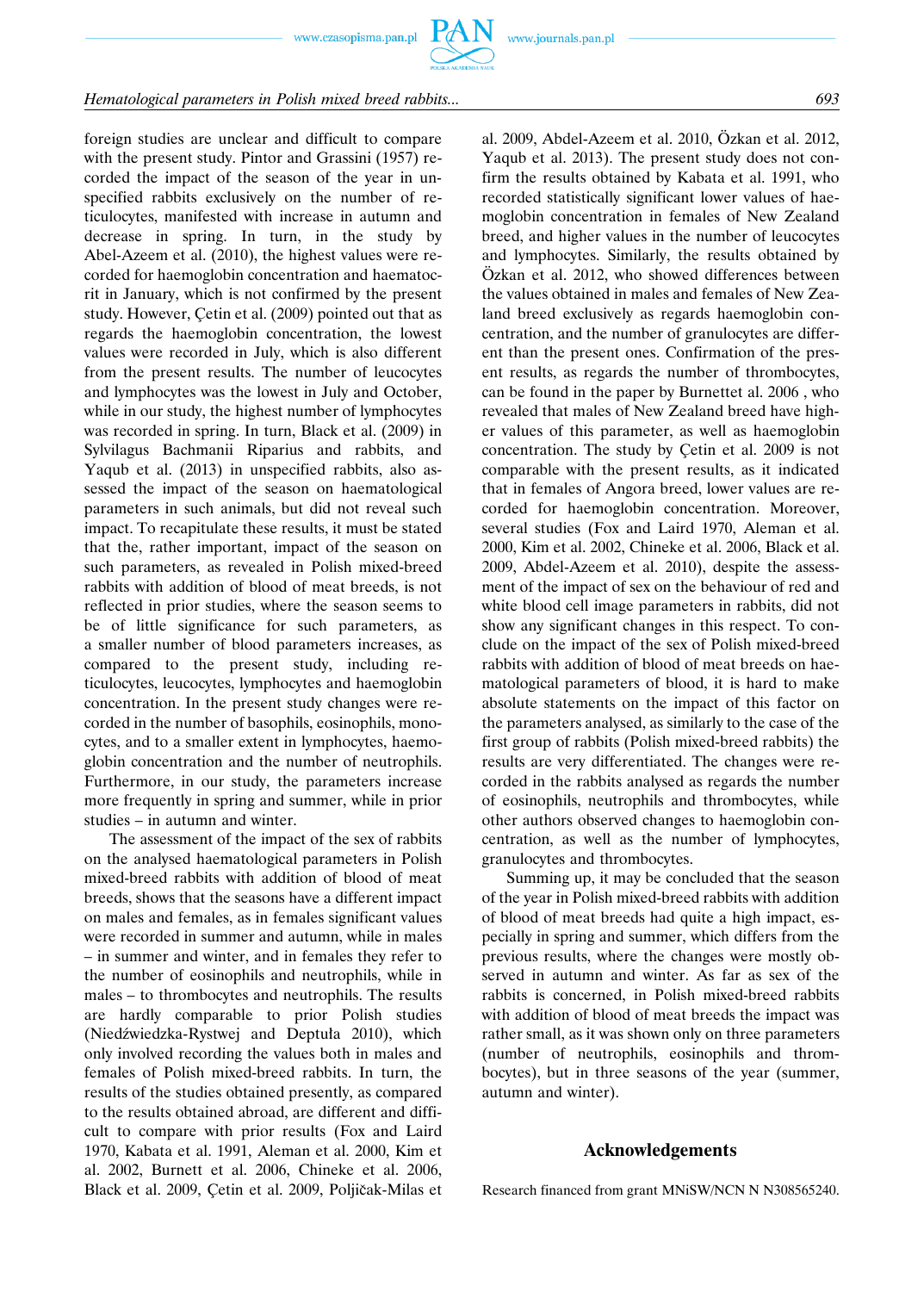foreign studies are unclear and difficult to compare with the present study. Pintor and Grassini (1957) recorded the impact of the season of the year in unspecified rabbits exclusively on the number of reticulocytes, manifested with increase in autumn and decrease in spring. In turn, in the study by Abel-Azeem et al. (2010), the highest values were recorded for haemoglobin concentration and haematocrit in January, which is not confirmed by the present study. However, Çetin et al. (2009) pointed out that as regards the haemoglobin concentration, the lowest values were recorded in July, which is also different from the present results. The number of leucocytes and lymphocytes was the lowest in July and October, while in our study, the highest number of lymphocytes was recorded in spring. In turn, Black et al. (2009) in Sylvilagus Bachmanii Riparius and rabbits, and Yaqub et al. (2013) in unspecified rabbits, also assessed the impact of the season on haematological parameters in such animals, but did not reveal such impact. To recapitulate these results, it must be stated that the, rather important, impact of the season on such parameters, as revealed in Polish mixed-breed rabbits with addition of blood of meat breeds, is not reflected in prior studies, where the season seems to be of little significance for such parameters, as a smaller number of blood parameters increases, as compared to the present study, including reticulocytes, leucocytes, lymphocytes and haemoglobin concentration. In the present study changes were recorded in the number of basophils, eosinophils, monocytes, and to a smaller extent in lymphocytes, haemoglobin concentration and the number of neutrophils. Furthermore, in our study, the parameters increase more frequently in spring and summer, while in prior studies – in autumn and winter.

The assessment of the impact of the sex of rabbits on the analysed haematological parameters in Polish mixed-breed rabbits with addition of blood of meat breeds, shows that the seasons have a different impact on males and females, as in females significant values were recorded in summer and autumn, while in males – in summer and winter, and in females they refer to the number of eosinophils and neutrophils, while in males – to thrombocytes and neutrophils. The results are hardly comparable to prior Polish studies (Niedźwiedzka-Rystwej and Deptuła 2010), which only involved recording the values both in males and females of Polish mixed-breed rabbits. In turn, the results of the studies obtained presently, as compared to the results obtained abroad, are different and difficult to compare with prior results (Fox and Laird 1970, Kabata et al. 1991, Aleman et al. 2000, Kim et al. 2002, Burnett et al. 2006, Chineke et al. 2006, Black et al. 2009, Çetin et al. 2009, Poljičak-Milas et al. 2009, Abdel-Azeem et al. 2010, Özkan et al. 2012, Yaqub et al. 2013). The present study does not confirm the results obtained by Kabata et al. 1991, who recorded statistically significant lower values of haemoglobin concentration in females of New Zealand breed, and higher values in the number of leucocytes and lymphocytes. Similarly, the results obtained by Özkan et al. 2012, who showed differences between the values obtained in males and females of New Zealand breed exclusively as regards haemoglobin concentration, and the number of granulocytes are different than the present ones. Confirmation of the present results, as regards the number of thrombocytes, can be found in the paper by Burnettet al. 2006 , who revealed that males of New Zealand breed have higher values of this parameter, as well as haemoglobin concentration. The study by Çetin et al. 2009 is not comparable with the present results, as it indicated that in females of Angora breed, lower values are recorded for haemoglobin concentration. Moreover, several studies (Fox and Laird 1970, Aleman et al. 2000, Kim et al. 2002, Chineke et al. 2006, Black et al. 2009, Abdel-Azeem et al. 2010), despite the assessment of the impact of sex on the behaviour of red and white blood cell image parameters in rabbits, did not show any significant changes in this respect. To conclude on the impact of the sex of Polish mixed-breed rabbits with addition of blood of meat breeds on haematological parameters of blood, it is hard to make absolute statements on the impact of this factor on the parameters analysed, as similarly to the case of the first group of rabbits (Polish mixed-breed rabbits) the results are very differentiated. The changes were recorded in the rabbits analysed as regards the number of eosinophils, neutrophils and thrombocytes, while other authors observed changes to haemoglobin concentration, as well as the number of lymphocytes, granulocytes and thrombocytes.

Summing up, it may be concluded that the season of the year in Polish mixed-breed rabbits with addition of blood of meat breeds had quite a high impact, especially in spring and summer, which differs from the previous results, where the changes were mostly observed in autumn and winter. As far as sex of the rabbits is concerned, in Polish mixed-breed rabbits with addition of blood of meat breeds the impact was rather small, as it was shown only on three parameters (number of neutrophils, eosinophils and thrombocytes), but in three seasons of the year (summer, autumn and winter).

## Acknowledgements

Research financed from grant MNiSW/NCN N N308565240.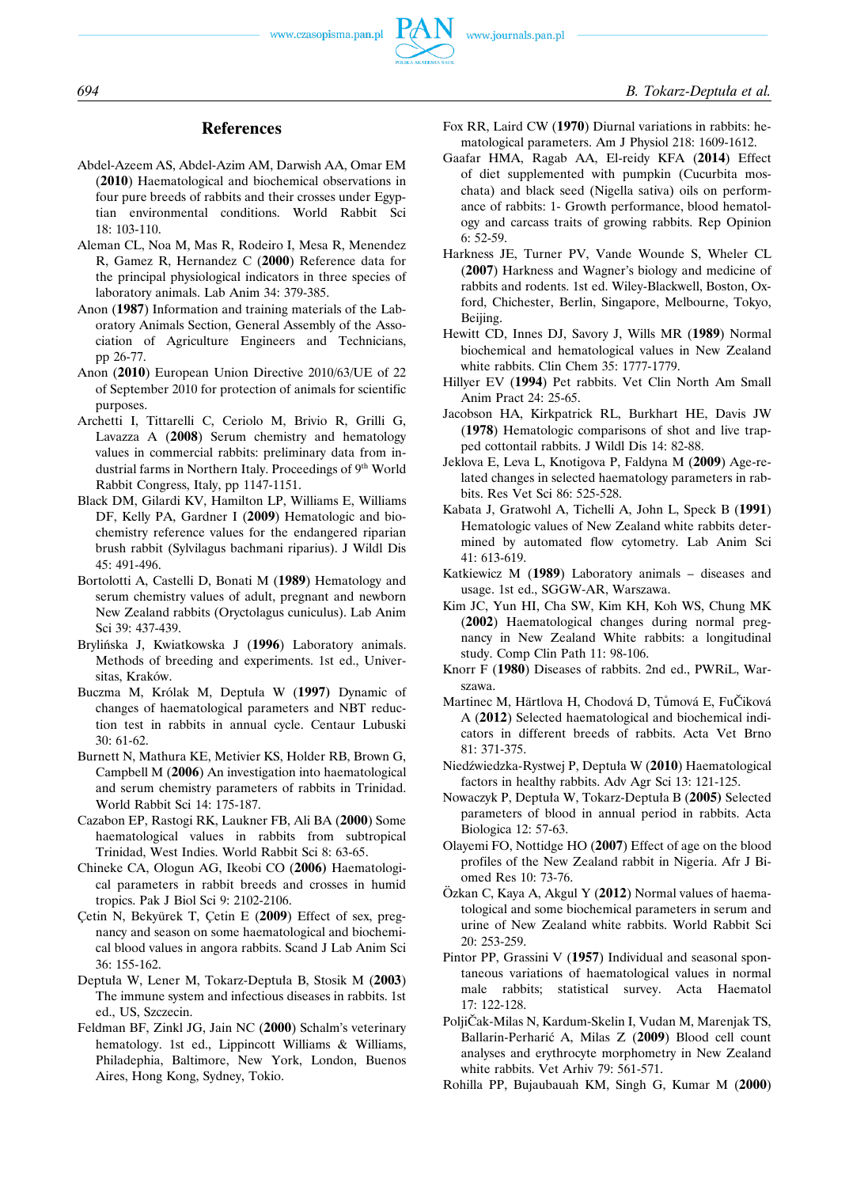## References

Abdel-Azeem AS, Abdel-Azim AM, Darwish AA, Omar EM (**2010**) Haematological and biochemical observations in four pure breeds of rabbits and their crosses under Egyptian environmental conditions. World Rabbit Sci 18: 103-110.

Aleman CL, Noa M, Mas R, Rodeiro I, Mesa R, Menendez R, Gamez R, Hernandez C (**2000**) Reference data for the principal physiological indicators in three species of laboratory animals. Lab Anim 34: 379-385.

Anon (**1987**) Information and training materials of the Laboratory Animals Section, General Assembly of the Association of Agriculture Engineers and Technicians, pp 26-77.

Anon (**2010**) European Union Directive 2010/63/UE of 22 of September 2010 for protection of animals for scientific purposes.

Archetti I, Tittarelli C, Ceriolo M, Brivio R, Grilli G, Lavazza A (**2008**) Serum chemistry and hematology values in commercial rabbits: preliminary data from industrial farms in Northern Italy. Proceedings of 9th World Rabbit Congress, Italy, pp 1147-1151.

Black DM, Gilardi KV, Hamilton LP, Williams E, Williams DF, Kelly PA, Gardner I (**2009**) Hematologic and biochemistry reference values for the endangered riparian brush rabbit (Sylvilagus bachmani riparius). J Wildl Dis 45: 491-496.

Bortolotti A, Castelli D, Bonati M (**1989**) Hematology and serum chemistry values of adult, pregnant and newborn New Zealand rabbits (Oryctolagus cuniculus). Lab Anim Sci 39: 437-439.

Brylińska J, Kwiatkowska J (**1996**) Laboratory animals. Methods of breeding and experiments. 1st ed., Universitas, Kraków.

Buczma M, Królak M, Deptuła W (**1997**) Dynamic of changes of haematological parameters and NBT reduction test in rabbits in annual cycle. Centaur Lubuski 30: 61-62.

Burnett N, Mathura KE, Metivier KS, Holder RB, Brown G, Campbell M (**2006**) An investigation into haematological and serum chemistry parameters of rabbits in Trinidad. World Rabbit Sci 14: 175-187.

Cazabon EP, Rastogi RK, Laukner FB, Ali BA (**2000**) Some haematological values in rabbits from subtropical Trinidad, West Indies. World Rabbit Sci 8: 63-65.

Chineke CA, Ologun AG, Ikeobi CO (**2006**) Haematological parameters in rabbit breeds and crosses in humid tropics. Pak J Biol Sci 9: 2102-2106.

Çetin N, Bekyürek T, Çetin E (**2009**) Effect of sex, pregnancy and season on some haematological and biochemical blood values in angora rabbits. Scand J Lab Anim Sci 36: 155-162.

Deptuła W, Lener M, Tokarz-Deptuła B, Stosik M (**2003**) The immune system and infectious diseases in rabbits. 1st ed., US, Szczecin.

Feldman BF, Zinkl JG, Jain NC (**2000**) Schalm's veterinary hematology. 1st ed., Lippincott Williams & Williams, Philadephia, Baltimore, New York, London, Buenos Aires, Hong Kong, Sydney, Tokio.

Fox RR, Laird CW (**1970**) Diurnal variations in rabbits: hematological parameters. Am J Physiol 218: 1609-1612.

Gaafar HMA, Ragab AA, El-reidy KFA (**2014**) Effect of diet supplemented with pumpkin (Cucurbita moschata) and black seed (Nigella sativa) oils on performance of rabbits: 1- Growth performance, blood hematology and carcass traits of growing rabbits. Rep Opinion 6: 52-59.

Harkness JE, Turner PV, Vande Wounde S, Wheler CL (**2007**) Harkness and Wagner's biology and medicine of rabbits and rodents. 1st ed. Wiley-Blackwell, Boston, Oxford, Chichester, Berlin, Singapore, Melbourne, Tokyo, Beijing.

Hewitt CD, Innes DJ, Savory J, Wills MR (**1989**) Normal biochemical and hematological values in New Zealand white rabbits. Clin Chem 35: 1777-1779.

Hillyer EV (**1994**) Pet rabbits. Vet Clin North Am Small Anim Pract 24: 25-65.

Jacobson HA, Kirkpatrick RL, Burkhart HE, Davis JW (**1978**) Hematologic comparisons of shot and live trapped cottontail rabbits. J Wildl Dis 14: 82-88.

Jeklova E, Leva L, Knotigova P, Faldyna M (**2009**) Age-related changes in selected haematology parameters in rabbits. Res Vet Sci 86: 525-528.

Kabata J, Gratwohl A, Tichelli A, John L, Speck B (**1991**) Hematologic values of New Zealand white rabbits determined by automated flow cytometry. Lab Anim Sci 41: 613-619.

Katkiewicz M (**1989**) Laboratory animals – diseases and usage. 1st ed., SGGW-AR, Warszawa.

Kim JC, Yun HI, Cha SW, Kim KH, Koh WS, Chung MK (**2002**) Haematological changes during normal pregnancy in New Zealand White rabbits: a longitudinal study. Comp Clin Path 11: 98-106.

Knorr F (**1980**) Diseases of rabbits. 2nd ed., PWRiL, Warszawa.

Martinec M, Härtlova H, Chodová D, Tůmová E, FuČiková A (**2012**) Selected haematological and biochemical indicators in different breeds of rabbits. Acta Vet Brno 81: 371-375.

Niedźwiedzka-Rystwej P, Deptuła W (**2010**) Haematological factors in healthy rabbits. Adv Agr Sci 13: 121-125.

Nowaczyk P, Deptuła W, Tokarz-Deptuła B (**2005**) Selected parameters of blood in annual period in rabbits. Acta Biologica 12: 57-63.

Olayemi FO, Nottidge HO (**2007**) Effect of age on the blood profiles of the New Zealand rabbit in Nigeria. Afr J Biomed Res 10: 73-76.

Özkan C, Kaya A, Akgul Y (**2012**) Normal values of haematological and some biochemical parameters in serum and urine of New Zealand white rabbits. World Rabbit Sci 20: 253-259.

Pintor PP, Grassini V (**1957**) Individual and seasonal spontaneous variations of haematological values in normal male rabbits; statistical survey. Acta Haematol 17: 122-128.

PoljiČak-Milas N, Kardum-Skelin I, Vudan M, Marenjak TS, Ballarin-Perharić A, Milas Z (**2009**) Blood cell count analyses and erythrocyte morphometry in New Zealand white rabbits. Vet Arhiv 79: 561-571.

Rohilla PP, Bujaubauah KM, Singh G, Kumar M (**2000**)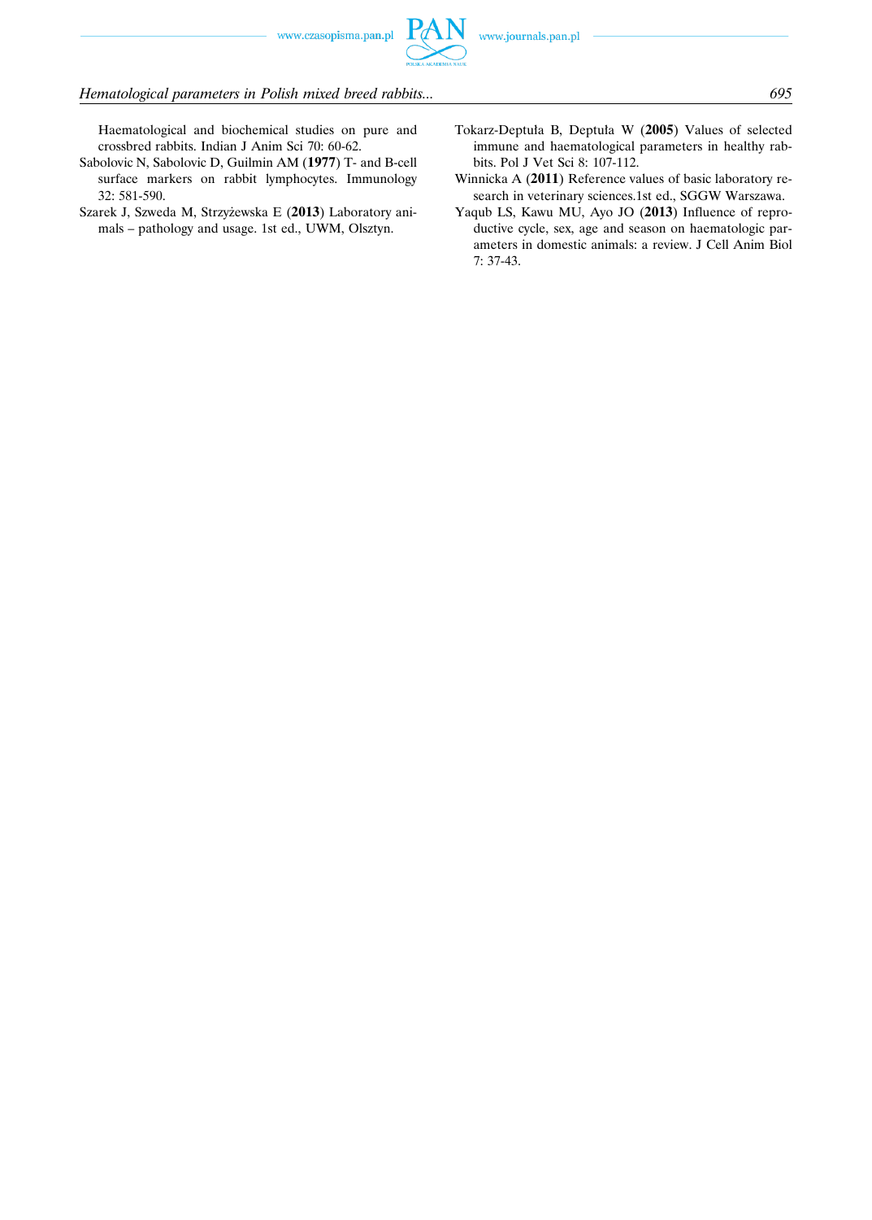Haematological and biochemical studies on pure and crossbred rabbits. Indian J Anim Sci 70: 60-62.

Sabolovic N, Sabolovic D, Guilmin AM (**1977**) T- and B-cell surface markers on rabbit lymphocytes. Immunology 32: 581-590.

Szarek J, Szweda M, Strzyżewska E (**2013**) Laboratory animals – pathology and usage. 1st ed., UWM, Olsztyn.

Tokarz-Deptuła B, Deptuła W (**2005**) Values of selected immune and haematological parameters in healthy rabbits. Pol J Vet Sci 8: 107-112.

Winnicka A (**2011**) Reference values of basic laboratory research in veterinary sciences.1st ed., SGGW Warszawa.

Yaqub LS, Kawu MU, Ayo JO (**2013**) Influence of reproductive cycle, sex, age and season on haematologic parameters in domestic animals: a review. J Cell Anim Biol 7: 37-43.